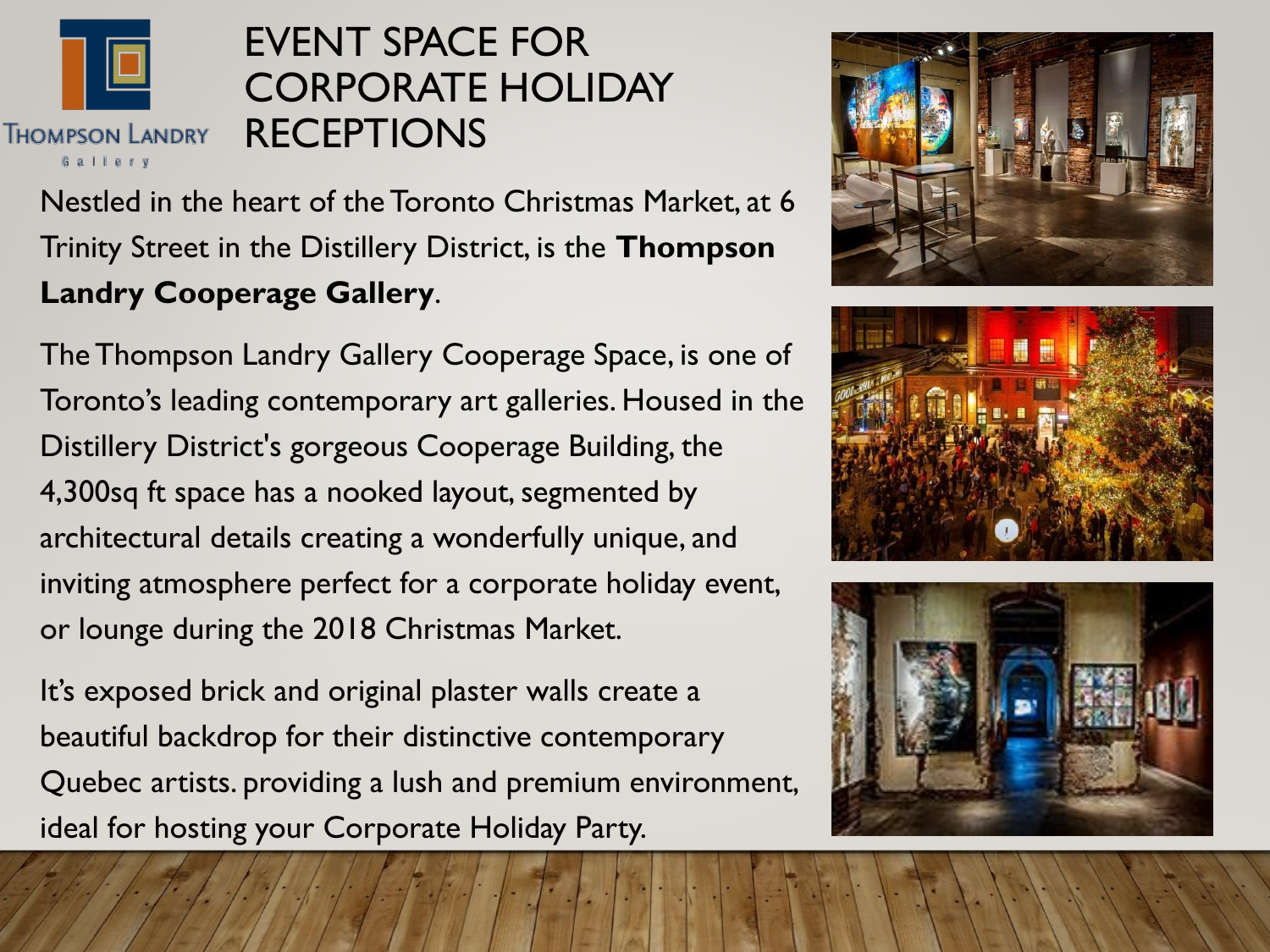THOMPSON LANDRY
Gallery

# EVENT SPACE FOR CORPORATE HOLIDAY RECEPTIONS

Nestled in the heart of the Toronto Christmas Market, at 6 Trinity Street in the Distillery District, is the **Thompson Landry Cooperage Gallery**.

The Thompson Landry Gallery Cooperage Space, is one of Toronto's leading contemporary art galleries. Housed in the Distillery District's gorgeous Cooperage Building, the 4,300sq ft space has a nooked layout, segmented by architectural details creating a wonderfully unique, and inviting atmosphere perfect for a corporate holiday event, or lounge during the 2018 Christmas Market.

It's exposed brick and original plaster walls create a beautiful backdrop for their distinctive contemporary Quebec artists. providing a lush and premium environment, ideal for hosting your Corporate Holiday Party.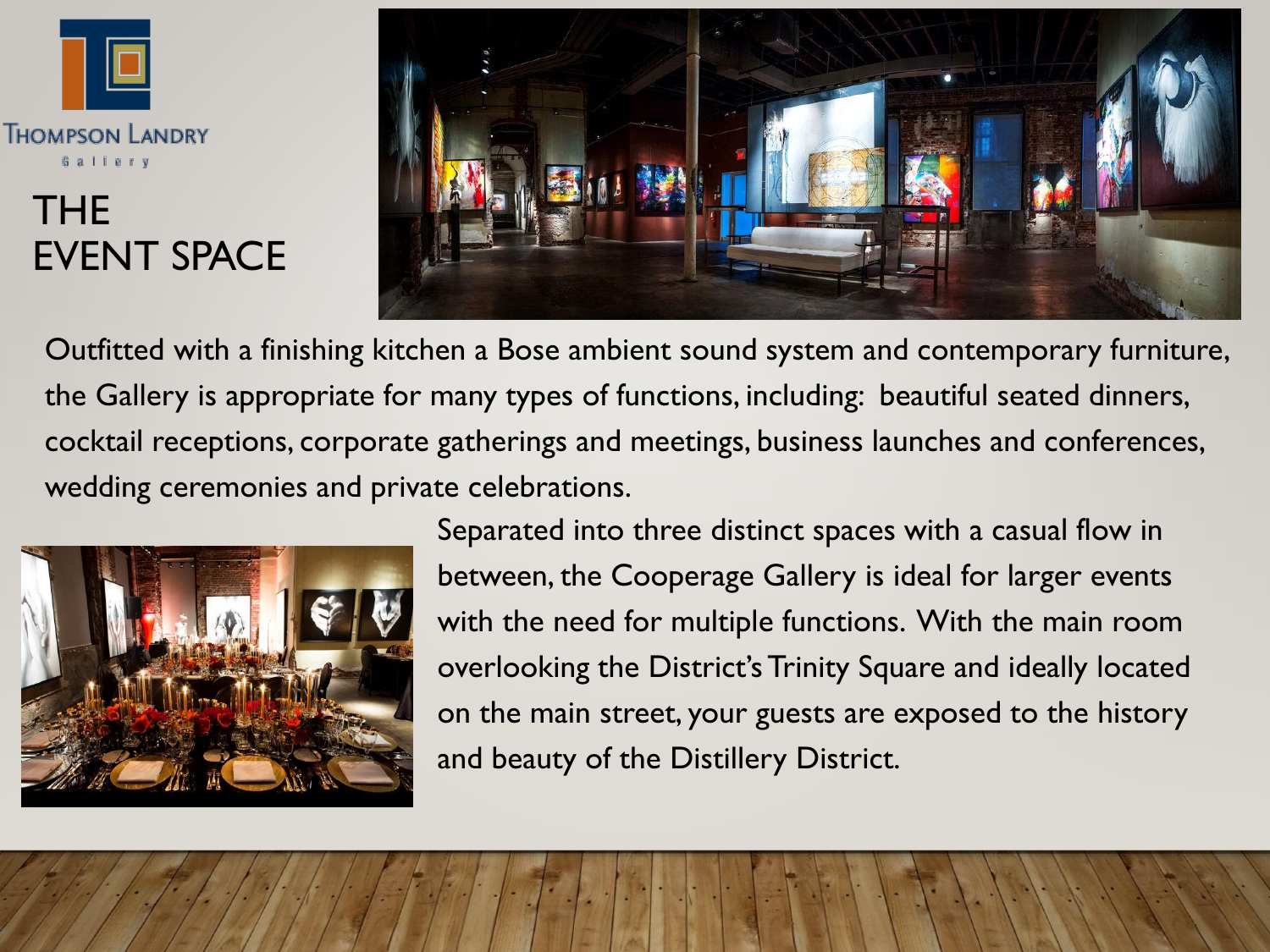Thompson Landry Gallery

# THE EVENT SPACE

Outfitted with a finishing kitchen a Bose ambient sound system and contemporary furniture, the Gallery is appropriate for many types of functions, including: beautiful seated dinners, cocktail receptions, corporate gatherings and meetings, business launches and conferences, wedding ceremonies and private celebrations.

Separated into three distinct spaces with a casual flow in between, the Cooperage Gallery is ideal for larger events with the need for multiple functions. With the main room overlooking the District's Trinity Square and ideally located on the main street, your guests are exposed to the history and beauty of the Distillery District.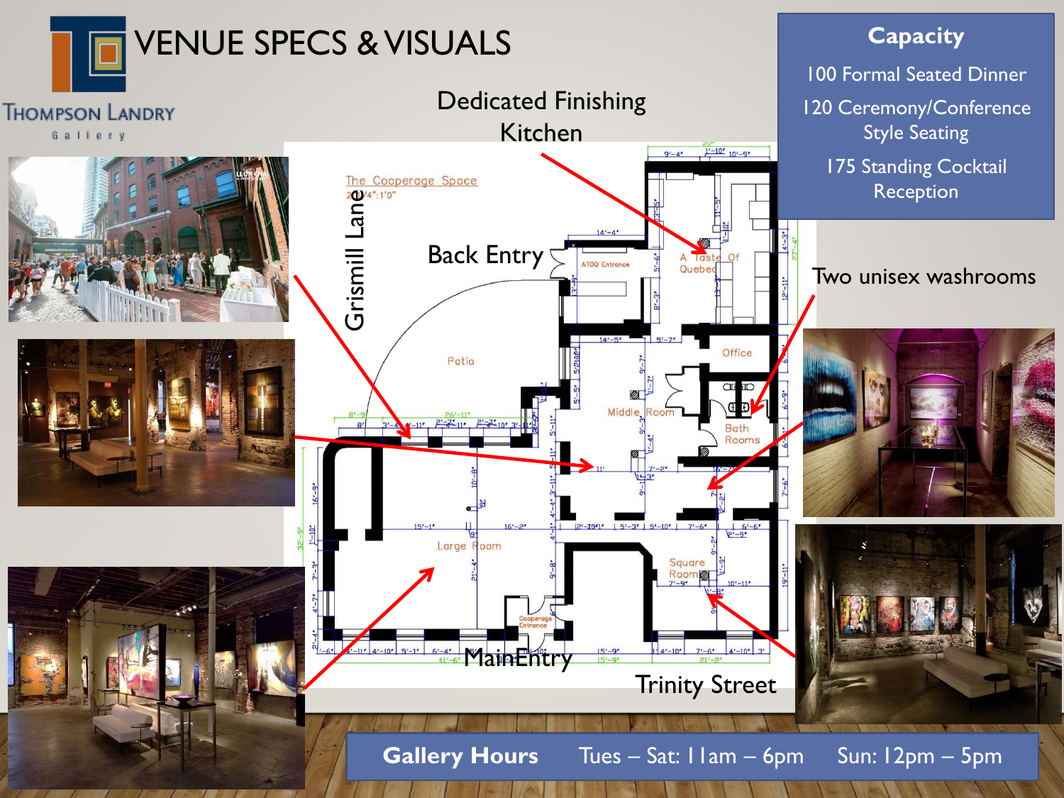# VENUE SPECS & VISUALS

Thompson Landry Gallery

## Capacity

100 Formal Seated Dinner

120 Ceremony/Conference Style Seating

175 Standing Cocktail Reception

Dedicated Finishing Kitchen

Back Entry

Grismill Lane

Two unisex washrooms

Main Entry

Trinity Street

**Gallery Hours** Tues – Sat: 11am – 6pm Sun: 12pm – 5pm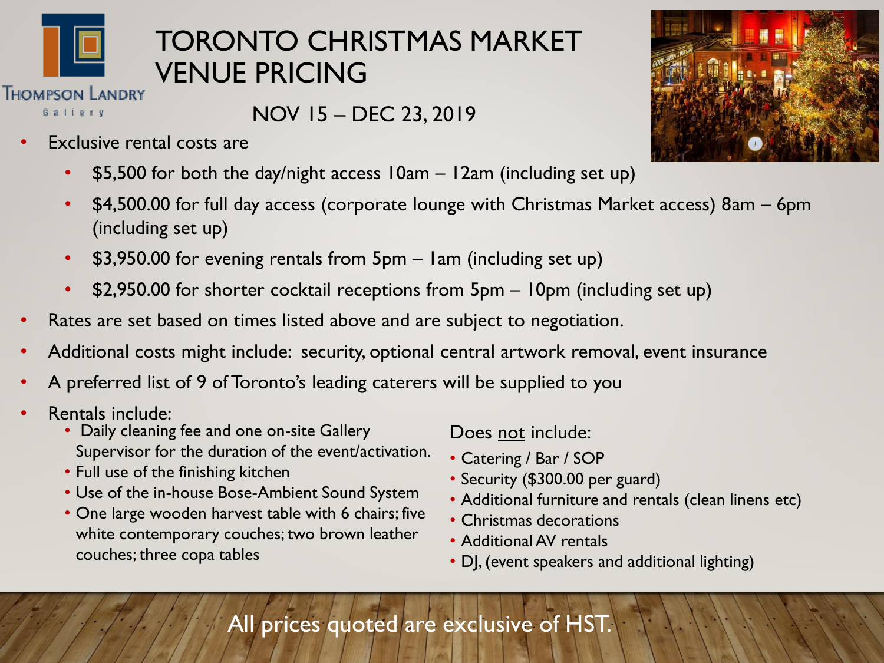Thompson Landry Gallery

# TORONTO CHRISTMAS MARKET VENUE PRICING

## NOV 15 – DEC 23, 2019

- Exclusive rental costs are
  - $5,500 for both the day/night access 10am – 12am (including set up)
  - $4,500.00 for full day access (corporate lounge with Christmas Market access) 8am – 6pm (including set up)
  - $3,950.00 for evening rentals from 5pm – 1am (including set up)
  - $2,950.00 for shorter cocktail receptions from 5pm – 10pm (including set up)
- Rates are set based on times listed above and are subject to negotiation.
- Additional costs might include: security, optional central artwork removal, event insurance
- A preferred list of 9 of Toronto's leading caterers will be supplied to you
- Rentals include:
  - Daily cleaning fee and one on-site Gallery Supervisor for the duration of the event/activation.
  - Full use of the finishing kitchen
  - Use of the in-house Bose-Ambient Sound System
  - One large wooden harvest table with 6 chairs; five white contemporary couches; two brown leather couches; three copa tables

Does <u>not</u> include:

- Catering / Bar / SOP
- Security ($300.00 per guard)
- Additional furniture and rentals (clean linens etc)
- Christmas decorations
- Additional AV rentals
- DJ, (event speakers and additional lighting)

All prices quoted are exclusive of HST.